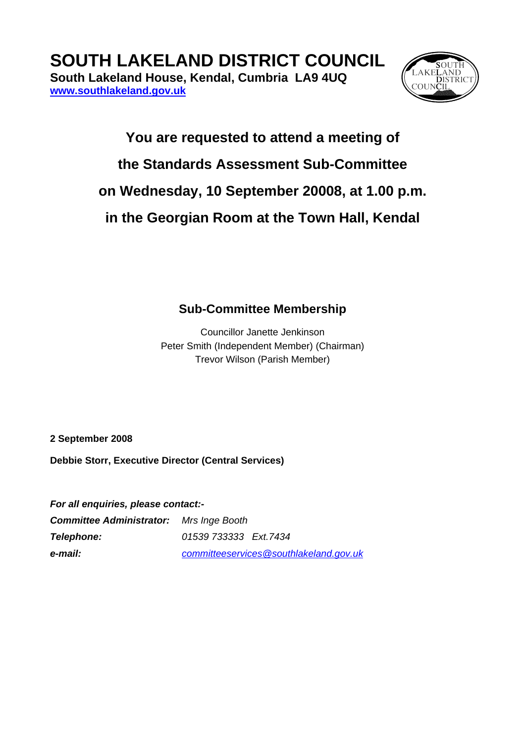# SOUTH LAKELAND DISTRICT COUNCIL

**South Lakeland House, Kendal, Cumbria LA9 4UQ**
**www.southlakeland.gov.uk**

## You are requested to attend a meeting of the Standards Assessment Sub-Committee on Wednesday, 10 September 20008, at 1.00 p.m. in the Georgian Room at the Town Hall, Kendal

### Sub-Committee Membership

Councillor Janette Jenkinson
Peter Smith (Independent Member) (Chairman)
Trevor Wilson (Parish Member)

**2 September 2008**

**Debbie Storr, Executive Director (Central Services)**

***For all enquiries, please contact:-***

***Committee Administrator:*** *Mrs Inge Booth*
***Telephone:*** *01539 733333 Ext.7434*
***e-mail:*** *committeeservices@southlakeland.gov.uk*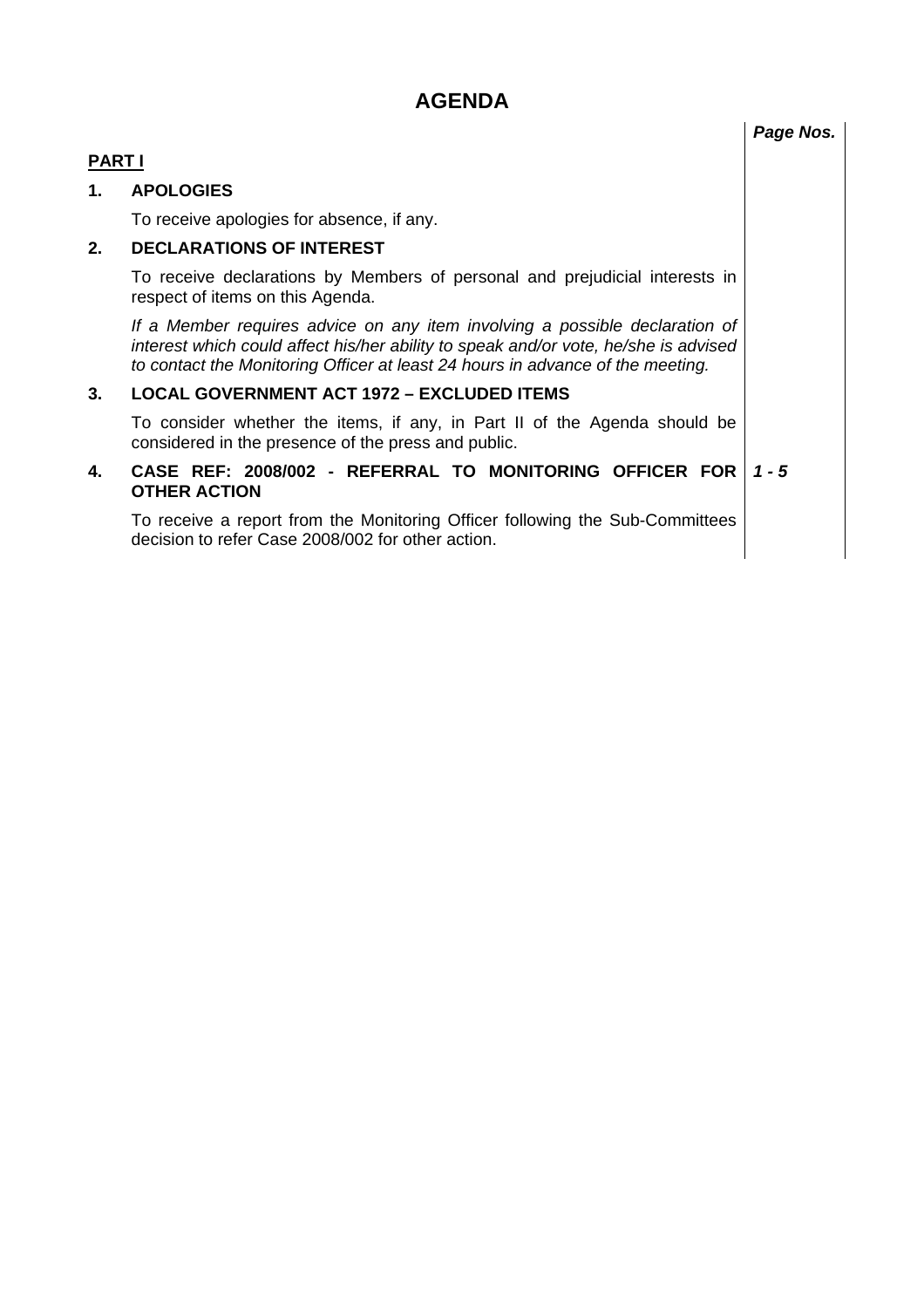# AGENDA

| | | Page Nos. |
|---|---|---|
| **PART I** | | |
| **1.** | **APOLOGIES**<br>To receive apologies for absence, if any. | |
| **2.** | **DECLARATIONS OF INTEREST**<br>To receive declarations by Members of personal and prejudicial interests in respect of items on this Agenda.<br>*If a Member requires advice on any item involving a possible declaration of interest which could affect his/her ability to speak and/or vote, he/she is advised to contact the Monitoring Officer at least 24 hours in advance of the meeting.* | |
| **3.** | **LOCAL GOVERNMENT ACT 1972 – EXCLUDED ITEMS**<br>To consider whether the items, if any, in Part II of the Agenda should be considered in the presence of the press and public. | |
| **4.** | **CASE REF: 2008/002 - REFERRAL TO MONITORING OFFICER FOR OTHER ACTION**<br>To receive a report from the Monitoring Officer following the Sub-Committees decision to refer Case 2008/002 for other action. | ***1 - 5*** |